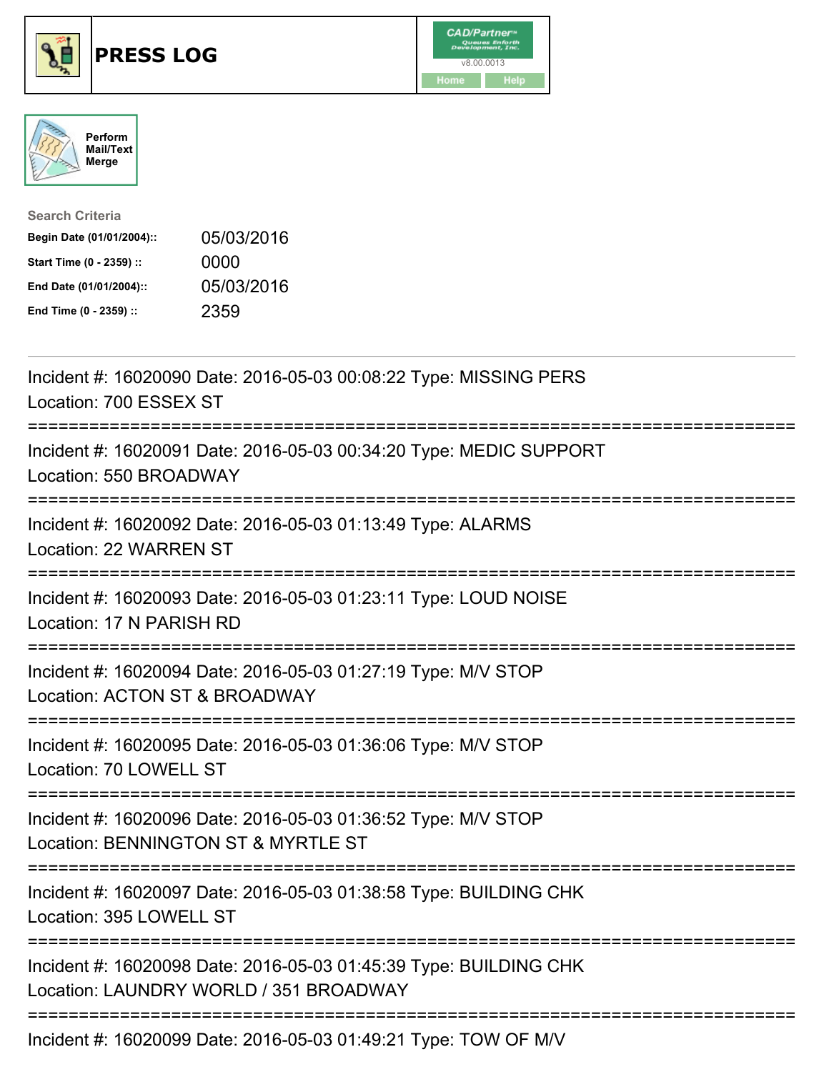# PRESS LOG

v8.00.0013

Home Help

Perform Mail/Text Merge

**Search Criteria**

| | |
|---|---|
| **Begin Date (01/01/2004)::** | 05/03/2016 |
| **Start Time (0 - 2359) ::** | 0000 |
| **End Date (01/01/2004)::** | 05/03/2016 |
| **End Time (0 - 2359) ::** | 2359 |

---

Incident #: 16020090 Date: 2016-05-03 00:08:22 Type: MISSING PERS
Location: 700 ESSEX ST

===========================================================================

Incident #: 16020091 Date: 2016-05-03 00:34:20 Type: MEDIC SUPPORT
Location: 550 BROADWAY

===========================================================================

Incident #: 16020092 Date: 2016-05-03 01:13:49 Type: ALARMS
Location: 22 WARREN ST

===========================================================================

Incident #: 16020093 Date: 2016-05-03 01:23:11 Type: LOUD NOISE
Location: 17 N PARISH RD

===========================================================================

Incident #: 16020094 Date: 2016-05-03 01:27:19 Type: M/V STOP
Location: ACTON ST & BROADWAY

===========================================================================

Incident #: 16020095 Date: 2016-05-03 01:36:06 Type: M/V STOP
Location: 70 LOWELL ST

===========================================================================

Incident #: 16020096 Date: 2016-05-03 01:36:52 Type: M/V STOP
Location: BENNINGTON ST & MYRTLE ST

===========================================================================

Incident #: 16020097 Date: 2016-05-03 01:38:58 Type: BUILDING CHK
Location: 395 LOWELL ST

===========================================================================

Incident #: 16020098 Date: 2016-05-03 01:45:39 Type: BUILDING CHK
Location: LAUNDRY WORLD / 351 BROADWAY

===========================================================================

Incident #: 16020099 Date: 2016-05-03 01:49:21 Type: TOW OF M/V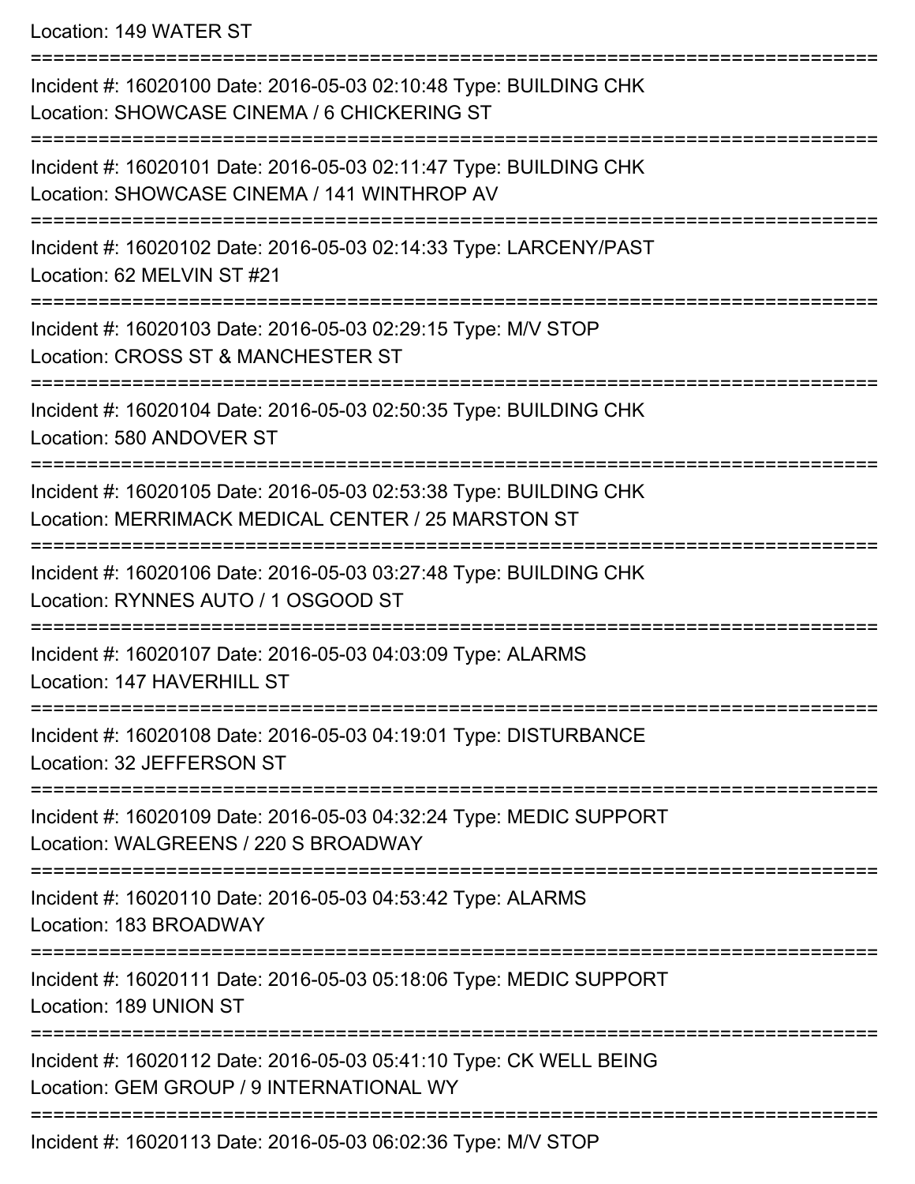Location: 149 WATER ST

===========================================================================

Incident #: 16020100 Date: 2016-05-03 02:10:48 Type: BUILDING CHK

Location: SHOWCASE CINEMA / 6 CHICKERING ST

===========================================================================

Incident #: 16020101 Date: 2016-05-03 02:11:47 Type: BUILDING CHK

Location: SHOWCASE CINEMA / 141 WINTHROP AV

===========================================================================

Incident #: 16020102 Date: 2016-05-03 02:14:33 Type: LARCENY/PAST

Location: 62 MELVIN ST #21

===========================================================================

Incident #: 16020103 Date: 2016-05-03 02:29:15 Type: M/V STOP

Location: CROSS ST & MANCHESTER ST

===========================================================================

Incident #: 16020104 Date: 2016-05-03 02:50:35 Type: BUILDING CHK

Location: 580 ANDOVER ST

===========================================================================

Incident #: 16020105 Date: 2016-05-03 02:53:38 Type: BUILDING CHK

Location: MERRIMACK MEDICAL CENTER / 25 MARSTON ST

===========================================================================

Incident #: 16020106 Date: 2016-05-03 03:27:48 Type: BUILDING CHK

Location: RYNNES AUTO / 1 OSGOOD ST

===========================================================================

Incident #: 16020107 Date: 2016-05-03 04:03:09 Type: ALARMS

Location: 147 HAVERHILL ST

===========================================================================

Incident #: 16020108 Date: 2016-05-03 04:19:01 Type: DISTURBANCE

Location: 32 JEFFERSON ST

===========================================================================

Incident #: 16020109 Date: 2016-05-03 04:32:24 Type: MEDIC SUPPORT

Location: WALGREENS / 220 S BROADWAY

===========================================================================

Incident #: 16020110 Date: 2016-05-03 04:53:42 Type: ALARMS

Location: 183 BROADWAY

===========================================================================

Incident #: 16020111 Date: 2016-05-03 05:18:06 Type: MEDIC SUPPORT

Location: 189 UNION ST

===========================================================================

Incident #: 16020112 Date: 2016-05-03 05:41:10 Type: CK WELL BEING

Location: GEM GROUP / 9 INTERNATIONAL WY

===========================================================================

Incident #: 16020113 Date: 2016-05-03 06:02:36 Type: M/V STOP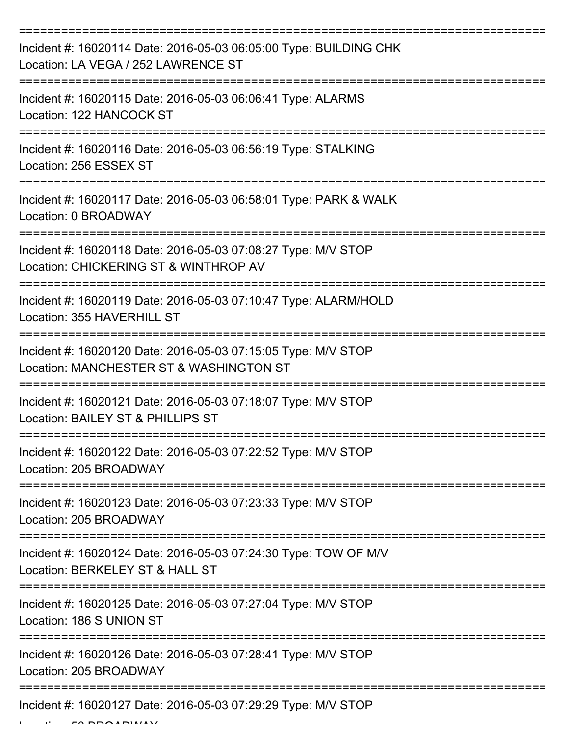===========================================================================

Incident #: 16020114 Date: 2016-05-03 06:05:00 Type: BUILDING CHK
Location: LA VEGA / 252 LAWRENCE ST

===========================================================================

Incident #: 16020115 Date: 2016-05-03 06:06:41 Type: ALARMS
Location: 122 HANCOCK ST

===========================================================================

Incident #: 16020116 Date: 2016-05-03 06:56:19 Type: STALKING
Location: 256 ESSEX ST

===========================================================================

Incident #: 16020117 Date: 2016-05-03 06:58:01 Type: PARK & WALK
Location: 0 BROADWAY

===========================================================================

Incident #: 16020118 Date: 2016-05-03 07:08:27 Type: M/V STOP
Location: CHICKERING ST & WINTHROP AV

===========================================================================

Incident #: 16020119 Date: 2016-05-03 07:10:47 Type: ALARM/HOLD
Location: 355 HAVERHILL ST

===========================================================================

Incident #: 16020120 Date: 2016-05-03 07:15:05 Type: M/V STOP
Location: MANCHESTER ST & WASHINGTON ST

===========================================================================

Incident #: 16020121 Date: 2016-05-03 07:18:07 Type: M/V STOP
Location: BAILEY ST & PHILLIPS ST

===========================================================================

Incident #: 16020122 Date: 2016-05-03 07:22:52 Type: M/V STOP
Location: 205 BROADWAY

===========================================================================

Incident #: 16020123 Date: 2016-05-03 07:23:33 Type: M/V STOP
Location: 205 BROADWAY

===========================================================================

Incident #: 16020124 Date: 2016-05-03 07:24:30 Type: TOW OF M/V
Location: BERKELEY ST & HALL ST

===========================================================================

Incident #: 16020125 Date: 2016-05-03 07:27:04 Type: M/V STOP
Location: 186 S UNION ST

===========================================================================

Incident #: 16020126 Date: 2016-05-03 07:28:41 Type: M/V STOP
Location: 205 BROADWAY

===========================================================================

Incident #: 16020127 Date: 2016-05-03 07:29:29 Type: M/V STOP
Location: 50 BROADWAY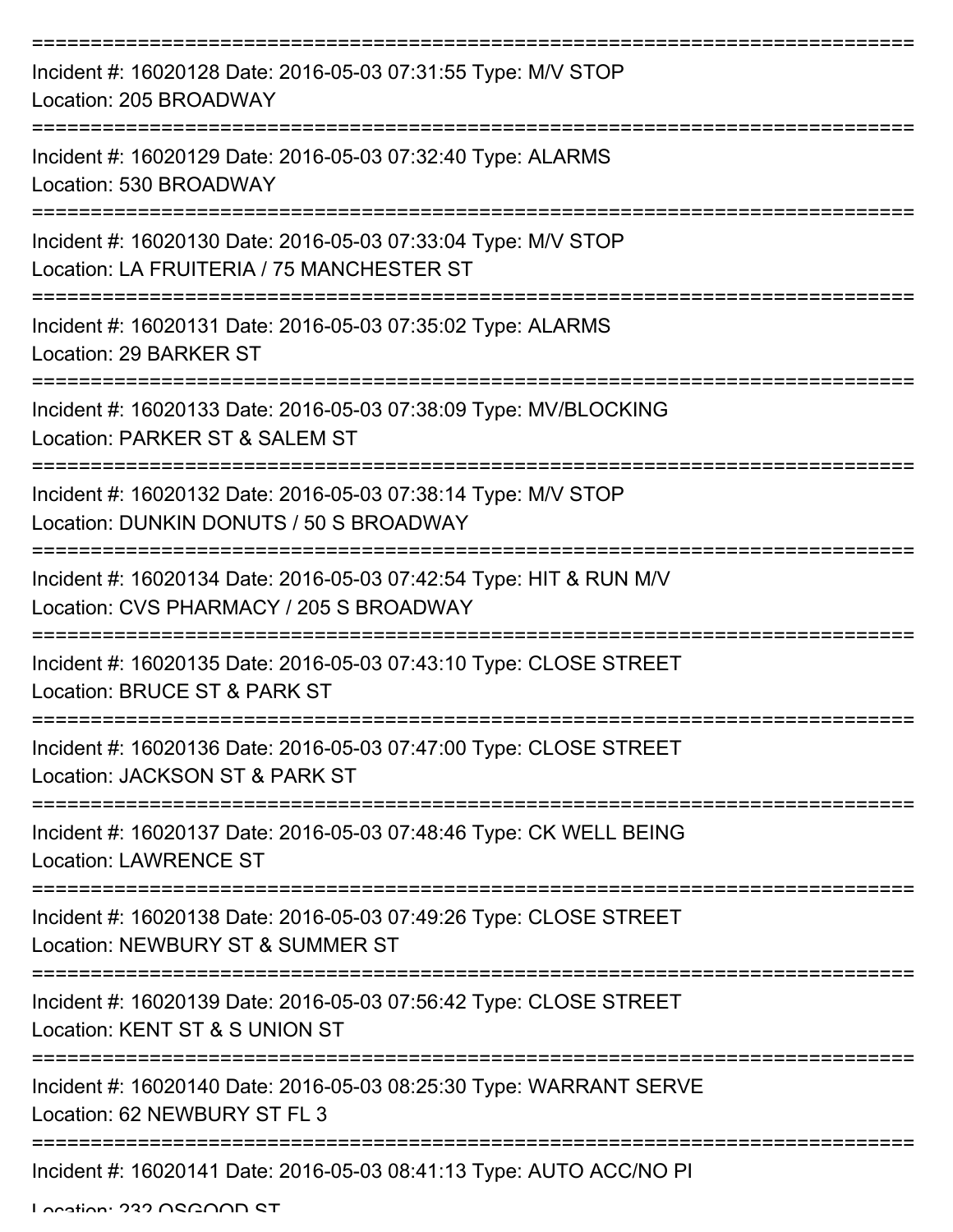===========================================================================

Incident #: 16020128 Date: 2016-05-03 07:31:55 Type: M/V STOP

Location: 205 BROADWAY

===========================================================================

Incident #: 16020129 Date: 2016-05-03 07:32:40 Type: ALARMS

Location: 530 BROADWAY

===========================================================================

Incident #: 16020130 Date: 2016-05-03 07:33:04 Type: M/V STOP

Location: LA FRUITERIA / 75 MANCHESTER ST

===========================================================================

Incident #: 16020131 Date: 2016-05-03 07:35:02 Type: ALARMS

Location: 29 BARKER ST

===========================================================================

Incident #: 16020133 Date: 2016-05-03 07:38:09 Type: MV/BLOCKING

Location: PARKER ST & SALEM ST

===========================================================================

Incident #: 16020132 Date: 2016-05-03 07:38:14 Type: M/V STOP

Location: DUNKIN DONUTS / 50 S BROADWAY

===========================================================================

Incident #: 16020134 Date: 2016-05-03 07:42:54 Type: HIT & RUN M/V

Location: CVS PHARMACY / 205 S BROADWAY

===========================================================================

Incident #: 16020135 Date: 2016-05-03 07:43:10 Type: CLOSE STREET

Location: BRUCE ST & PARK ST

===========================================================================

Incident #: 16020136 Date: 2016-05-03 07:47:00 Type: CLOSE STREET

Location: JACKSON ST & PARK ST

===========================================================================

Incident #: 16020137 Date: 2016-05-03 07:48:46 Type: CK WELL BEING

Location: LAWRENCE ST

===========================================================================

Incident #: 16020138 Date: 2016-05-03 07:49:26 Type: CLOSE STREET

Location: NEWBURY ST & SUMMER ST

===========================================================================

Incident #: 16020139 Date: 2016-05-03 07:56:42 Type: CLOSE STREET

Location: KENT ST & S UNION ST

===========================================================================

Incident #: 16020140 Date: 2016-05-03 08:25:30 Type: WARRANT SERVE

Location: 62 NEWBURY ST FL 3

===========================================================================

Incident #: 16020141 Date: 2016-05-03 08:41:13 Type: AUTO ACC/NO PI

Location: 232 OSGOOD ST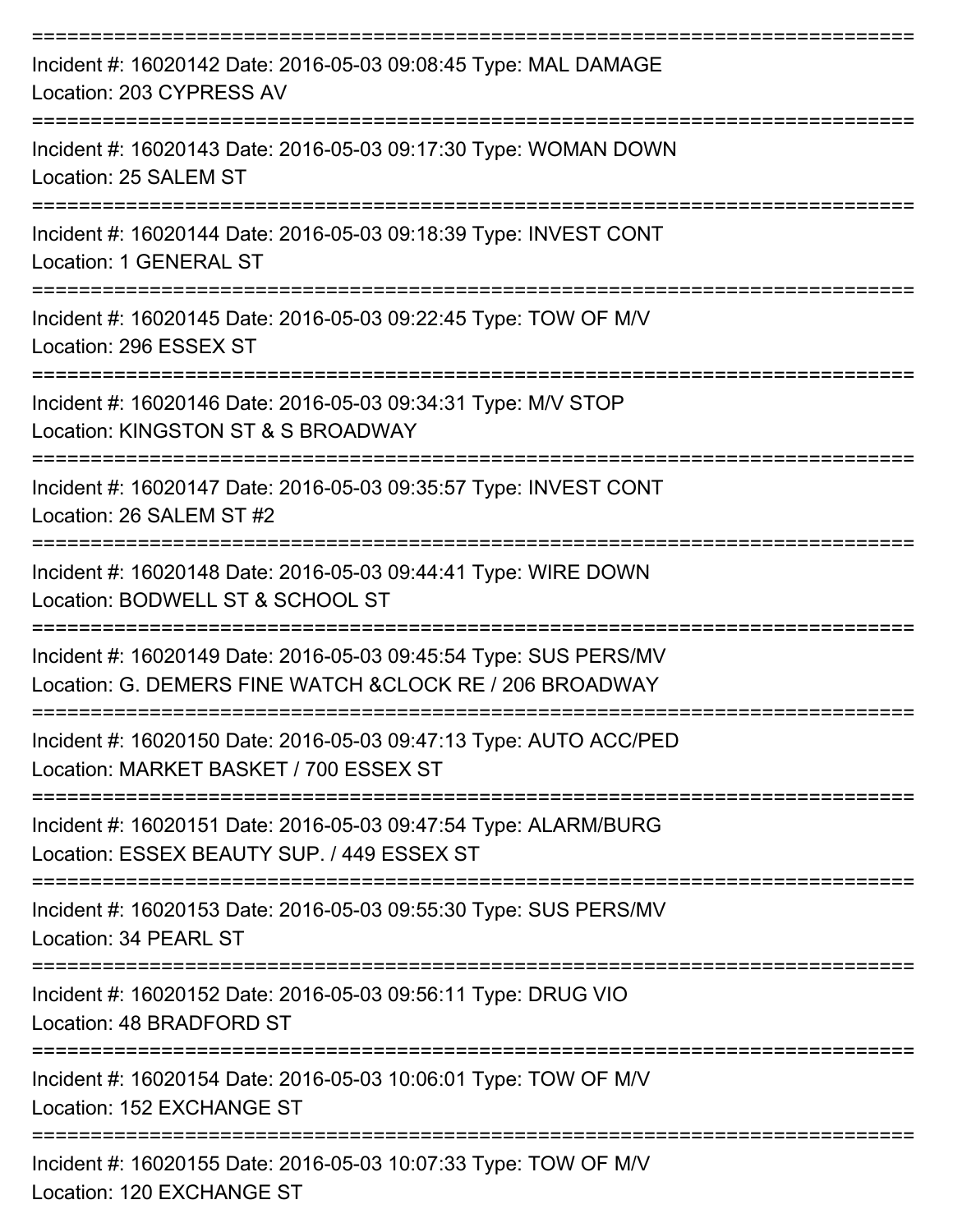===========================================================================

Incident #: 16020142 Date: 2016-05-03 09:08:45 Type: MAL DAMAGE
Location: 203 CYPRESS AV

===========================================================================

Incident #: 16020143 Date: 2016-05-03 09:17:30 Type: WOMAN DOWN
Location: 25 SALEM ST

===========================================================================

Incident #: 16020144 Date: 2016-05-03 09:18:39 Type: INVEST CONT
Location: 1 GENERAL ST

===========================================================================

Incident #: 16020145 Date: 2016-05-03 09:22:45 Type: TOW OF M/V
Location: 296 ESSEX ST

===========================================================================

Incident #: 16020146 Date: 2016-05-03 09:34:31 Type: M/V STOP
Location: KINGSTON ST & S BROADWAY

===========================================================================

Incident #: 16020147 Date: 2016-05-03 09:35:57 Type: INVEST CONT
Location: 26 SALEM ST #2

===========================================================================

Incident #: 16020148 Date: 2016-05-03 09:44:41 Type: WIRE DOWN
Location: BODWELL ST & SCHOOL ST

===========================================================================

Incident #: 16020149 Date: 2016-05-03 09:45:54 Type: SUS PERS/MV
Location: G. DEMERS FINE WATCH &CLOCK RE / 206 BROADWAY

===========================================================================

Incident #: 16020150 Date: 2016-05-03 09:47:13 Type: AUTO ACC/PED
Location: MARKET BASKET / 700 ESSEX ST

===========================================================================

Incident #: 16020151 Date: 2016-05-03 09:47:54 Type: ALARM/BURG
Location: ESSEX BEAUTY SUP. / 449 ESSEX ST

===========================================================================

Incident #: 16020153 Date: 2016-05-03 09:55:30 Type: SUS PERS/MV
Location: 34 PEARL ST

===========================================================================

Incident #: 16020152 Date: 2016-05-03 09:56:11 Type: DRUG VIO
Location: 48 BRADFORD ST

===========================================================================

Incident #: 16020154 Date: 2016-05-03 10:06:01 Type: TOW OF M/V
Location: 152 EXCHANGE ST

===========================================================================

Incident #: 16020155 Date: 2016-05-03 10:07:33 Type: TOW OF M/V
Location: 120 EXCHANGE ST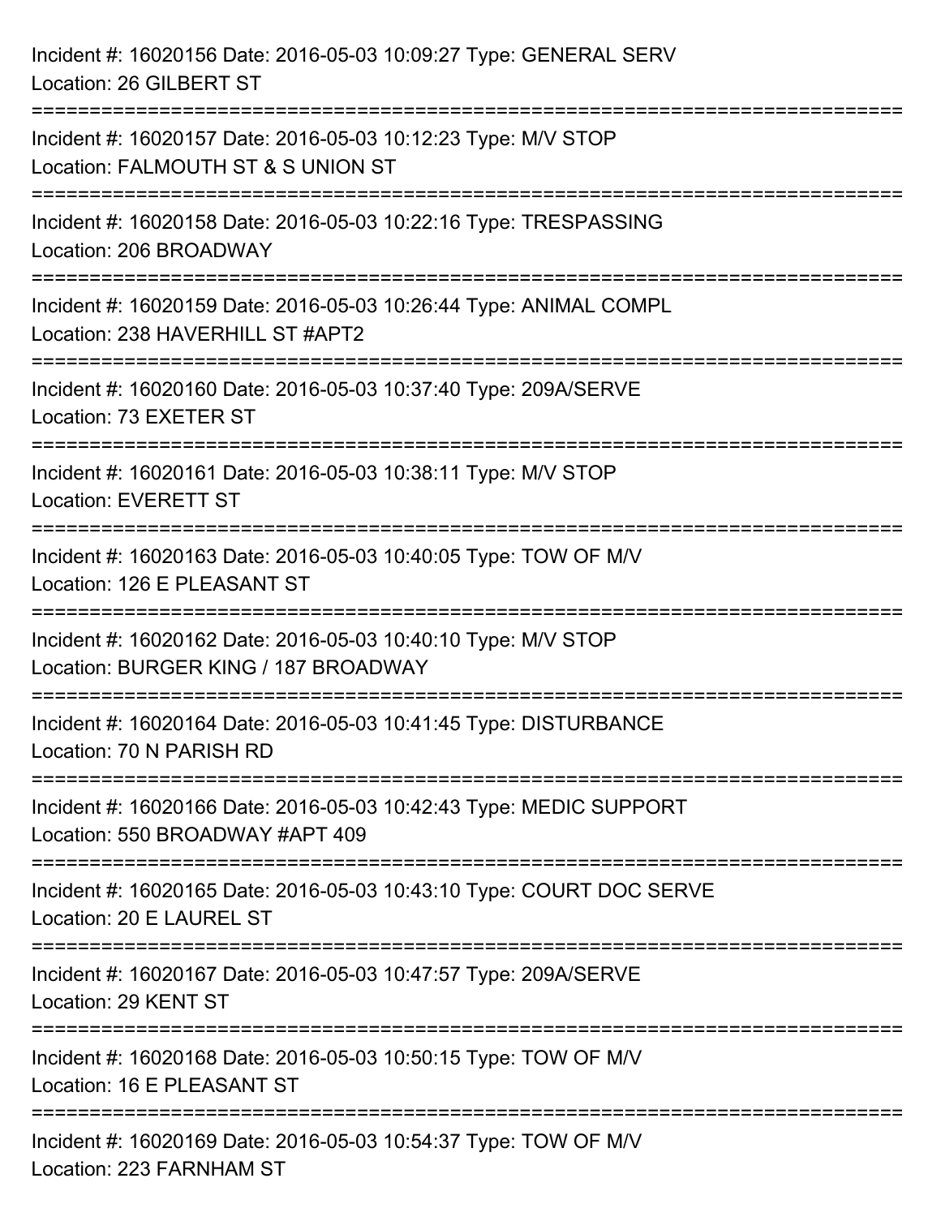Incident #: 16020156 Date: 2016-05-03 10:09:27 Type: GENERAL SERV
Location: 26 GILBERT ST

===========================================================================

Incident #: 16020157 Date: 2016-05-03 10:12:23 Type: M/V STOP
Location: FALMOUTH ST & S UNION ST

===========================================================================

Incident #: 16020158 Date: 2016-05-03 10:22:16 Type: TRESPASSING
Location: 206 BROADWAY

===========================================================================

Incident #: 16020159 Date: 2016-05-03 10:26:44 Type: ANIMAL COMPL
Location: 238 HAVERHILL ST #APT2

===========================================================================

Incident #: 16020160 Date: 2016-05-03 10:37:40 Type: 209A/SERVE
Location: 73 EXETER ST

===========================================================================

Incident #: 16020161 Date: 2016-05-03 10:38:11 Type: M/V STOP
Location: EVERETT ST

===========================================================================

Incident #: 16020163 Date: 2016-05-03 10:40:05 Type: TOW OF M/V
Location: 126 E PLEASANT ST

===========================================================================

Incident #: 16020162 Date: 2016-05-03 10:40:10 Type: M/V STOP
Location: BURGER KING / 187 BROADWAY

===========================================================================

Incident #: 16020164 Date: 2016-05-03 10:41:45 Type: DISTURBANCE
Location: 70 N PARISH RD

===========================================================================

Incident #: 16020166 Date: 2016-05-03 10:42:43 Type: MEDIC SUPPORT
Location: 550 BROADWAY #APT 409

===========================================================================

Incident #: 16020165 Date: 2016-05-03 10:43:10 Type: COURT DOC SERVE
Location: 20 E LAUREL ST

===========================================================================

Incident #: 16020167 Date: 2016-05-03 10:47:57 Type: 209A/SERVE
Location: 29 KENT ST

===========================================================================

Incident #: 16020168 Date: 2016-05-03 10:50:15 Type: TOW OF M/V
Location: 16 E PLEASANT ST

===========================================================================

Incident #: 16020169 Date: 2016-05-03 10:54:37 Type: TOW OF M/V
Location: 223 FARNHAM ST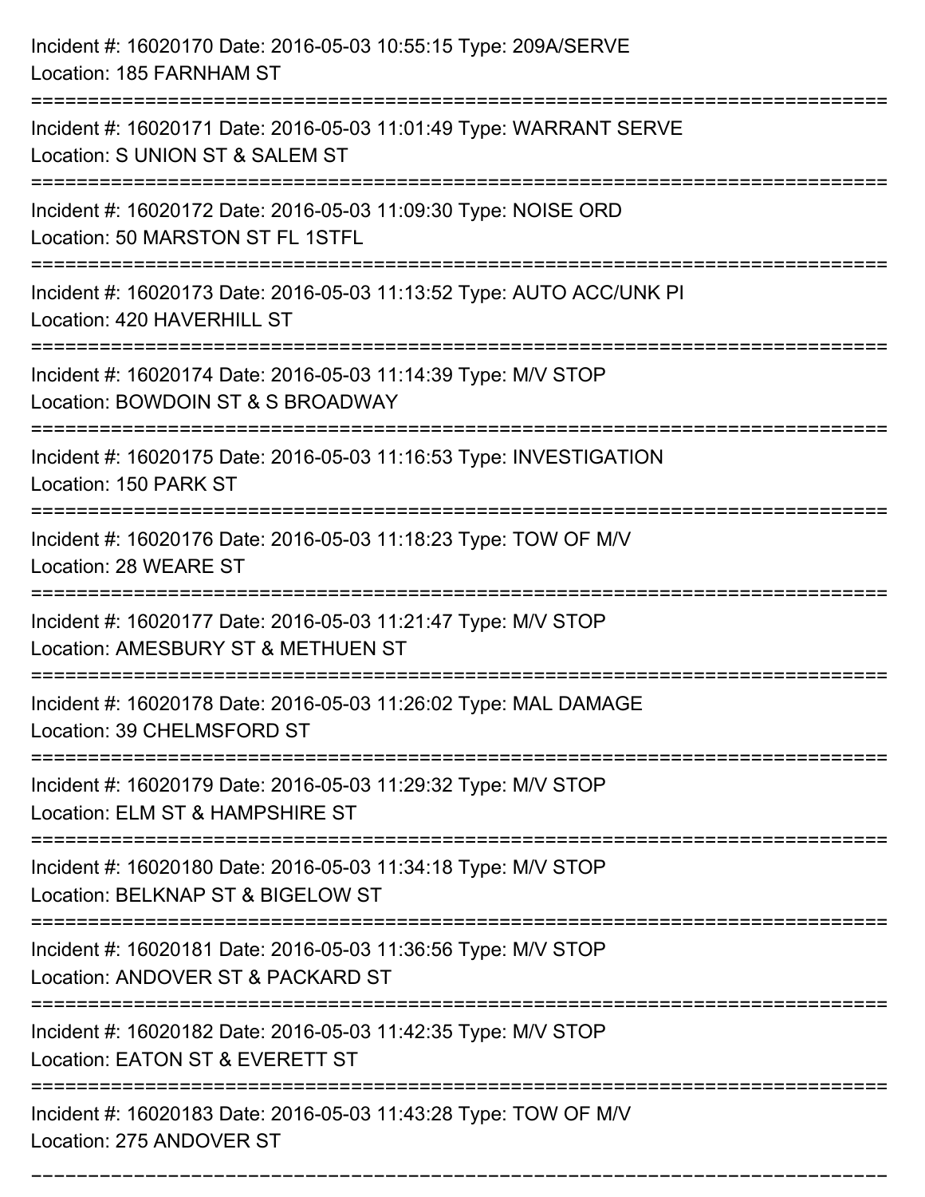Incident #: 16020170 Date: 2016-05-03 10:55:15 Type: 209A/SERVE
Location: 185 FARNHAM ST

===========================================================================

Incident #: 16020171 Date: 2016-05-03 11:01:49 Type: WARRANT SERVE
Location: S UNION ST & SALEM ST

===========================================================================

Incident #: 16020172 Date: 2016-05-03 11:09:30 Type: NOISE ORD
Location: 50 MARSTON ST FL 1STFL

===========================================================================

Incident #: 16020173 Date: 2016-05-03 11:13:52 Type: AUTO ACC/UNK PI
Location: 420 HAVERHILL ST

===========================================================================

Incident #: 16020174 Date: 2016-05-03 11:14:39 Type: M/V STOP
Location: BOWDOIN ST & S BROADWAY

===========================================================================

Incident #: 16020175 Date: 2016-05-03 11:16:53 Type: INVESTIGATION
Location: 150 PARK ST

===========================================================================

Incident #: 16020176 Date: 2016-05-03 11:18:23 Type: TOW OF M/V
Location: 28 WEARE ST

===========================================================================

Incident #: 16020177 Date: 2016-05-03 11:21:47 Type: M/V STOP
Location: AMESBURY ST & METHUEN ST

===========================================================================

Incident #: 16020178 Date: 2016-05-03 11:26:02 Type: MAL DAMAGE
Location: 39 CHELMSFORD ST

===========================================================================

Incident #: 16020179 Date: 2016-05-03 11:29:32 Type: M/V STOP
Location: ELM ST & HAMPSHIRE ST

===========================================================================

Incident #: 16020180 Date: 2016-05-03 11:34:18 Type: M/V STOP
Location: BELKNAP ST & BIGELOW ST

===========================================================================

Incident #: 16020181 Date: 2016-05-03 11:36:56 Type: M/V STOP
Location: ANDOVER ST & PACKARD ST

===========================================================================

Incident #: 16020182 Date: 2016-05-03 11:42:35 Type: M/V STOP
Location: EATON ST & EVERETT ST

===========================================================================

Incident #: 16020183 Date: 2016-05-03 11:43:28 Type: TOW OF M/V
Location: 275 ANDOVER ST

===========================================================================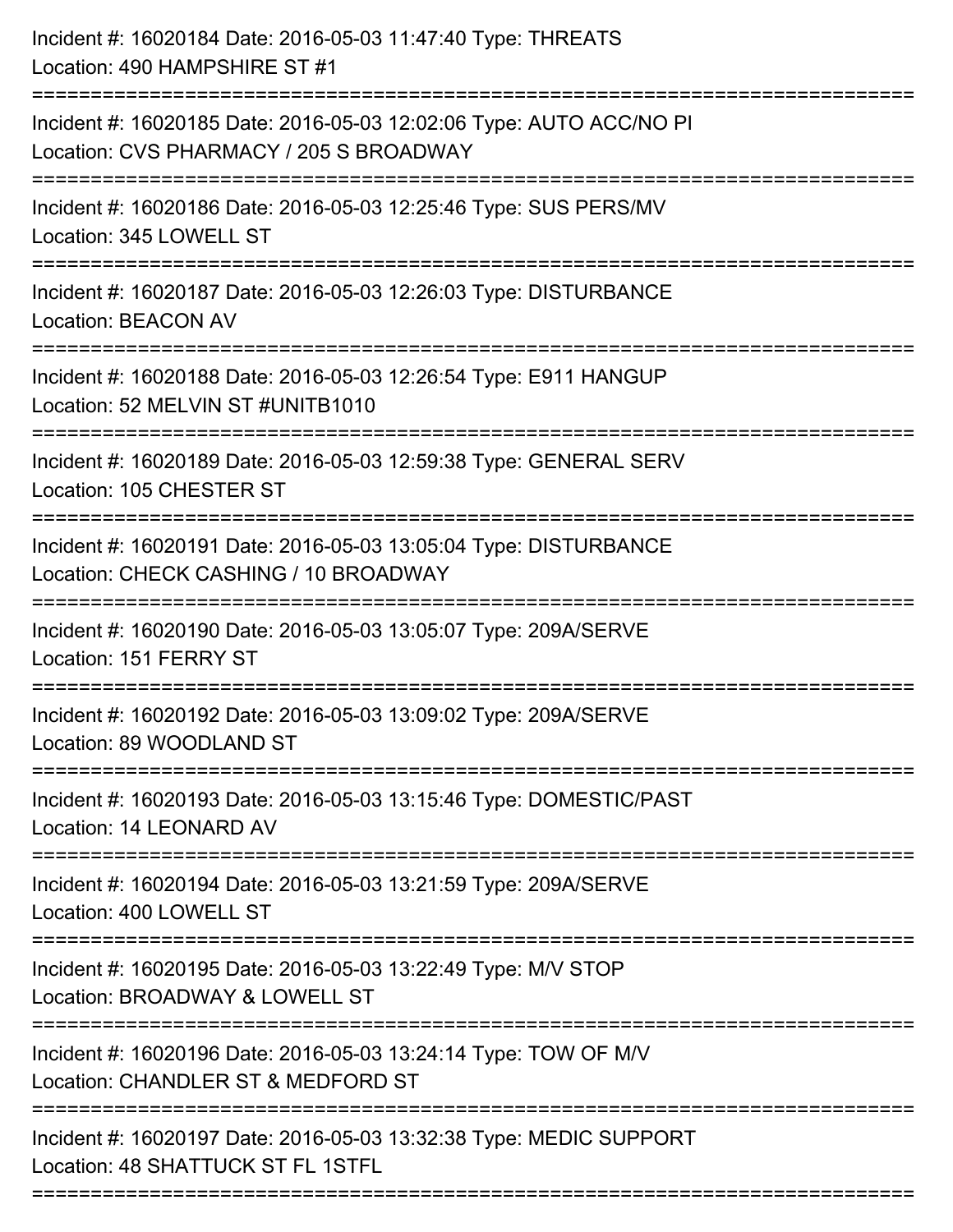Incident #: 16020184 Date: 2016-05-03 11:47:40 Type: THREATS
Location: 490 HAMPSHIRE ST #1

===========================================================================

Incident #: 16020185 Date: 2016-05-03 12:02:06 Type: AUTO ACC/NO PI
Location: CVS PHARMACY / 205 S BROADWAY

===========================================================================

Incident #: 16020186 Date: 2016-05-03 12:25:46 Type: SUS PERS/MV
Location: 345 LOWELL ST

===========================================================================

Incident #: 16020187 Date: 2016-05-03 12:26:03 Type: DISTURBANCE
Location: BEACON AV

===========================================================================

Incident #: 16020188 Date: 2016-05-03 12:26:54 Type: E911 HANGUP
Location: 52 MELVIN ST #UNITB1010

===========================================================================

Incident #: 16020189 Date: 2016-05-03 12:59:38 Type: GENERAL SERV
Location: 105 CHESTER ST

===========================================================================

Incident #: 16020191 Date: 2016-05-03 13:05:04 Type: DISTURBANCE
Location: CHECK CASHING / 10 BROADWAY

===========================================================================

Incident #: 16020190 Date: 2016-05-03 13:05:07 Type: 209A/SERVE
Location: 151 FERRY ST

===========================================================================

Incident #: 16020192 Date: 2016-05-03 13:09:02 Type: 209A/SERVE
Location: 89 WOODLAND ST

===========================================================================

Incident #: 16020193 Date: 2016-05-03 13:15:46 Type: DOMESTIC/PAST
Location: 14 LEONARD AV

===========================================================================

Incident #: 16020194 Date: 2016-05-03 13:21:59 Type: 209A/SERVE
Location: 400 LOWELL ST

===========================================================================

Incident #: 16020195 Date: 2016-05-03 13:22:49 Type: M/V STOP
Location: BROADWAY & LOWELL ST

===========================================================================

Incident #: 16020196 Date: 2016-05-03 13:24:14 Type: TOW OF M/V
Location: CHANDLER ST & MEDFORD ST

===========================================================================

Incident #: 16020197 Date: 2016-05-03 13:32:38 Type: MEDIC SUPPORT
Location: 48 SHATTUCK ST FL 1STFL

===========================================================================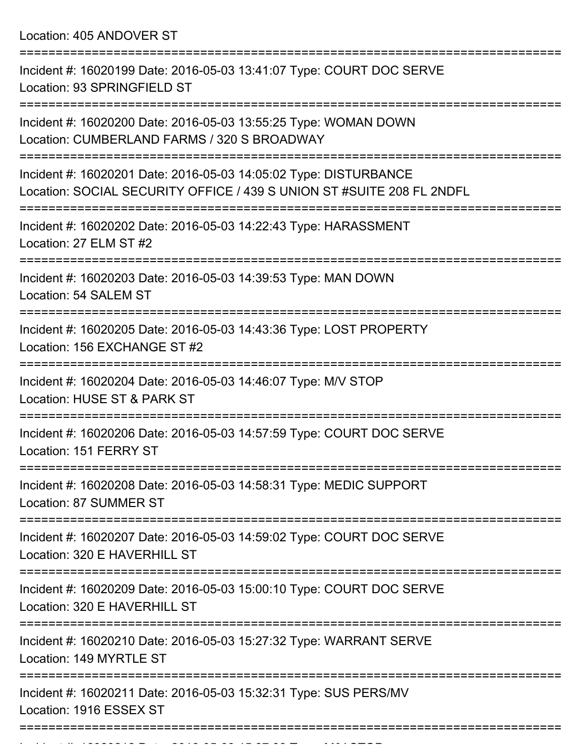Location: 405 ANDOVER ST

===========================================================================

Incident #: 16020199 Date: 2016-05-03 13:41:07 Type: COURT DOC SERVE
Location: 93 SPRINGFIELD ST

===========================================================================

Incident #: 16020200 Date: 2016-05-03 13:55:25 Type: WOMAN DOWN
Location: CUMBERLAND FARMS / 320 S BROADWAY

===========================================================================

Incident #: 16020201 Date: 2016-05-03 14:05:02 Type: DISTURBANCE
Location: SOCIAL SECURITY OFFICE / 439 S UNION ST #SUITE 208 FL 2NDFL

===========================================================================

Incident #: 16020202 Date: 2016-05-03 14:22:43 Type: HARASSMENT
Location: 27 ELM ST #2

===========================================================================

Incident #: 16020203 Date: 2016-05-03 14:39:53 Type: MAN DOWN
Location: 54 SALEM ST

===========================================================================

Incident #: 16020205 Date: 2016-05-03 14:43:36 Type: LOST PROPERTY
Location: 156 EXCHANGE ST #2

===========================================================================

Incident #: 16020204 Date: 2016-05-03 14:46:07 Type: M/V STOP
Location: HUSE ST & PARK ST

===========================================================================

Incident #: 16020206 Date: 2016-05-03 14:57:59 Type: COURT DOC SERVE
Location: 151 FERRY ST

===========================================================================

Incident #: 16020208 Date: 2016-05-03 14:58:31 Type: MEDIC SUPPORT
Location: 87 SUMMER ST

===========================================================================

Incident #: 16020207 Date: 2016-05-03 14:59:02 Type: COURT DOC SERVE
Location: 320 E HAVERHILL ST

===========================================================================

Incident #: 16020209 Date: 2016-05-03 15:00:10 Type: COURT DOC SERVE
Location: 320 E HAVERHILL ST

===========================================================================

Incident #: 16020210 Date: 2016-05-03 15:27:32 Type: WARRANT SERVE
Location: 149 MYRTLE ST

===========================================================================

Incident #: 16020211 Date: 2016-05-03 15:32:31 Type: SUS PERS/MV
Location: 1916 ESSEX ST

===========================================================================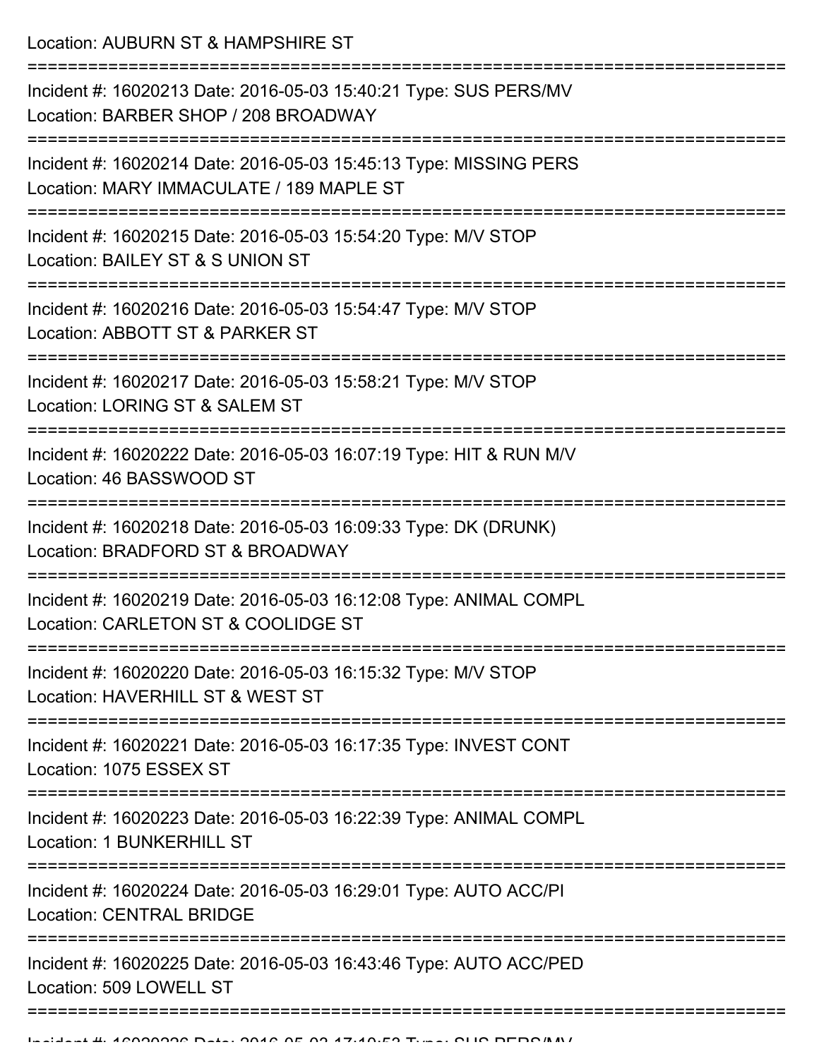Location: AUBURN ST & HAMPSHIRE ST

===========================================================================

Incident #: 16020213 Date: 2016-05-03 15:40:21 Type: SUS PERS/MV
Location: BARBER SHOP / 208 BROADWAY

===========================================================================

Incident #: 16020214 Date: 2016-05-03 15:45:13 Type: MISSING PERS
Location: MARY IMMACULATE / 189 MAPLE ST

===========================================================================

Incident #: 16020215 Date: 2016-05-03 15:54:20 Type: M/V STOP
Location: BAILEY ST & S UNION ST

===========================================================================

Incident #: 16020216 Date: 2016-05-03 15:54:47 Type: M/V STOP
Location: ABBOTT ST & PARKER ST

===========================================================================

Incident #: 16020217 Date: 2016-05-03 15:58:21 Type: M/V STOP
Location: LORING ST & SALEM ST

===========================================================================

Incident #: 16020222 Date: 2016-05-03 16:07:19 Type: HIT & RUN M/V
Location: 46 BASSWOOD ST

===========================================================================

Incident #: 16020218 Date: 2016-05-03 16:09:33 Type: DK (DRUNK)
Location: BRADFORD ST & BROADWAY

===========================================================================

Incident #: 16020219 Date: 2016-05-03 16:12:08 Type: ANIMAL COMPL
Location: CARLETON ST & COOLIDGE ST

===========================================================================

Incident #: 16020220 Date: 2016-05-03 16:15:32 Type: M/V STOP
Location: HAVERHILL ST & WEST ST

===========================================================================

Incident #: 16020221 Date: 2016-05-03 16:17:35 Type: INVEST CONT
Location: 1075 ESSEX ST

===========================================================================

Incident #: 16020223 Date: 2016-05-03 16:22:39 Type: ANIMAL COMPL
Location: 1 BUNKERHILL ST

===========================================================================

Incident #: 16020224 Date: 2016-05-03 16:29:01 Type: AUTO ACC/PI
Location: CENTRAL BRIDGE

===========================================================================

Incident #: 16020225 Date: 2016-05-03 16:43:46 Type: AUTO ACC/PED
Location: 509 LOWELL ST

===========================================================================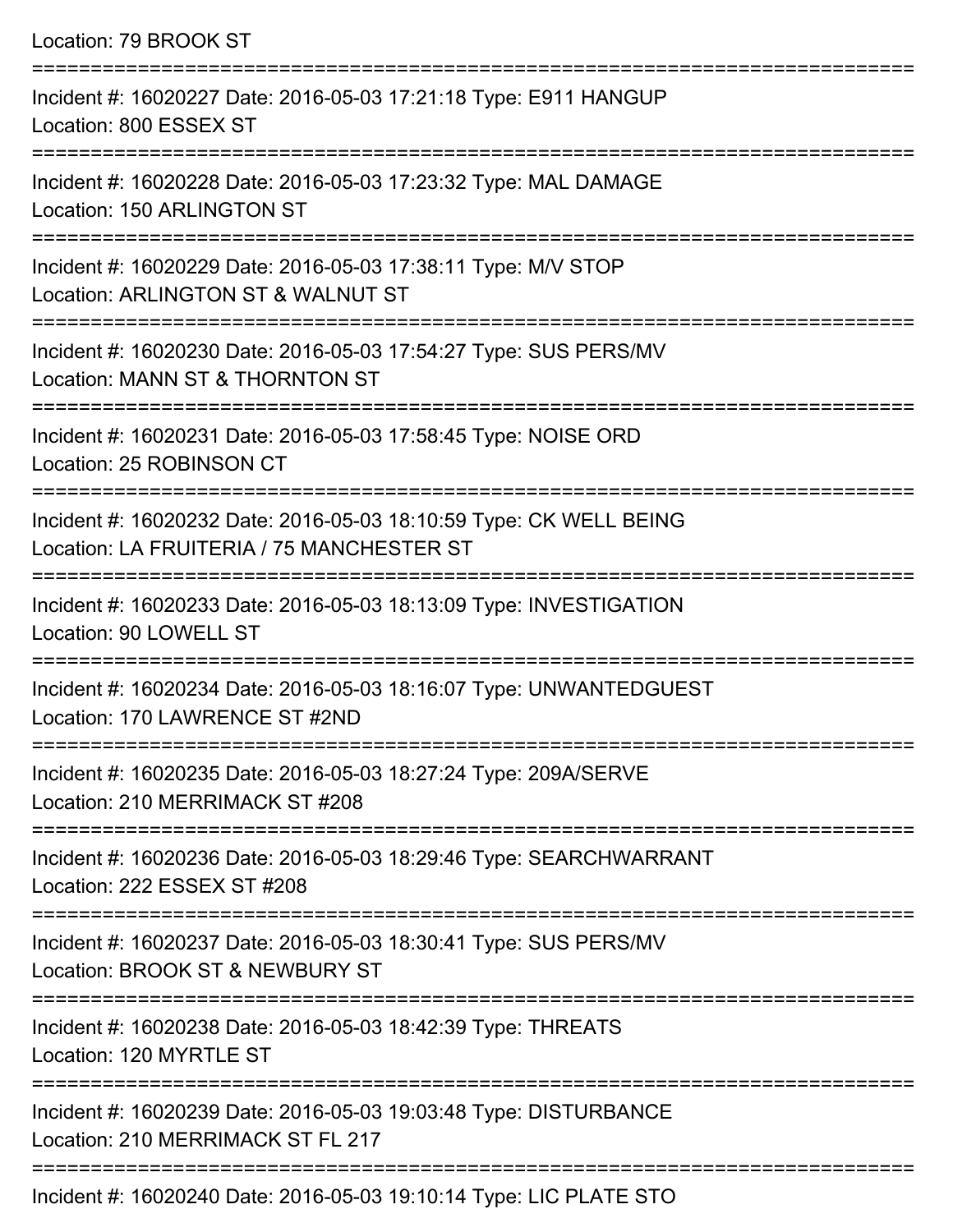Location: 79 BROOK ST

===========================================================================

Incident #: 16020227 Date: 2016-05-03 17:21:18 Type: E911 HANGUP
Location: 800 ESSEX ST

===========================================================================

Incident #: 16020228 Date: 2016-05-03 17:23:32 Type: MAL DAMAGE
Location: 150 ARLINGTON ST

===========================================================================

Incident #: 16020229 Date: 2016-05-03 17:38:11 Type: M/V STOP
Location: ARLINGTON ST & WALNUT ST

===========================================================================

Incident #: 16020230 Date: 2016-05-03 17:54:27 Type: SUS PERS/MV
Location: MANN ST & THORNTON ST

===========================================================================

Incident #: 16020231 Date: 2016-05-03 17:58:45 Type: NOISE ORD
Location: 25 ROBINSON CT

===========================================================================

Incident #: 16020232 Date: 2016-05-03 18:10:59 Type: CK WELL BEING
Location: LA FRUITERIA / 75 MANCHESTER ST

===========================================================================

Incident #: 16020233 Date: 2016-05-03 18:13:09 Type: INVESTIGATION
Location: 90 LOWELL ST

===========================================================================

Incident #: 16020234 Date: 2016-05-03 18:16:07 Type: UNWANTEDGUEST
Location: 170 LAWRENCE ST #2ND

===========================================================================

Incident #: 16020235 Date: 2016-05-03 18:27:24 Type: 209A/SERVE
Location: 210 MERRIMACK ST #208

===========================================================================

Incident #: 16020236 Date: 2016-05-03 18:29:46 Type: SEARCHWARRANT
Location: 222 ESSEX ST #208

===========================================================================

Incident #: 16020237 Date: 2016-05-03 18:30:41 Type: SUS PERS/MV
Location: BROOK ST & NEWBURY ST

===========================================================================

Incident #: 16020238 Date: 2016-05-03 18:42:39 Type: THREATS
Location: 120 MYRTLE ST

===========================================================================

Incident #: 16020239 Date: 2016-05-03 19:03:48 Type: DISTURBANCE
Location: 210 MERRIMACK ST FL 217

===========================================================================

Incident #: 16020240 Date: 2016-05-03 19:10:14 Type: LIC PLATE STO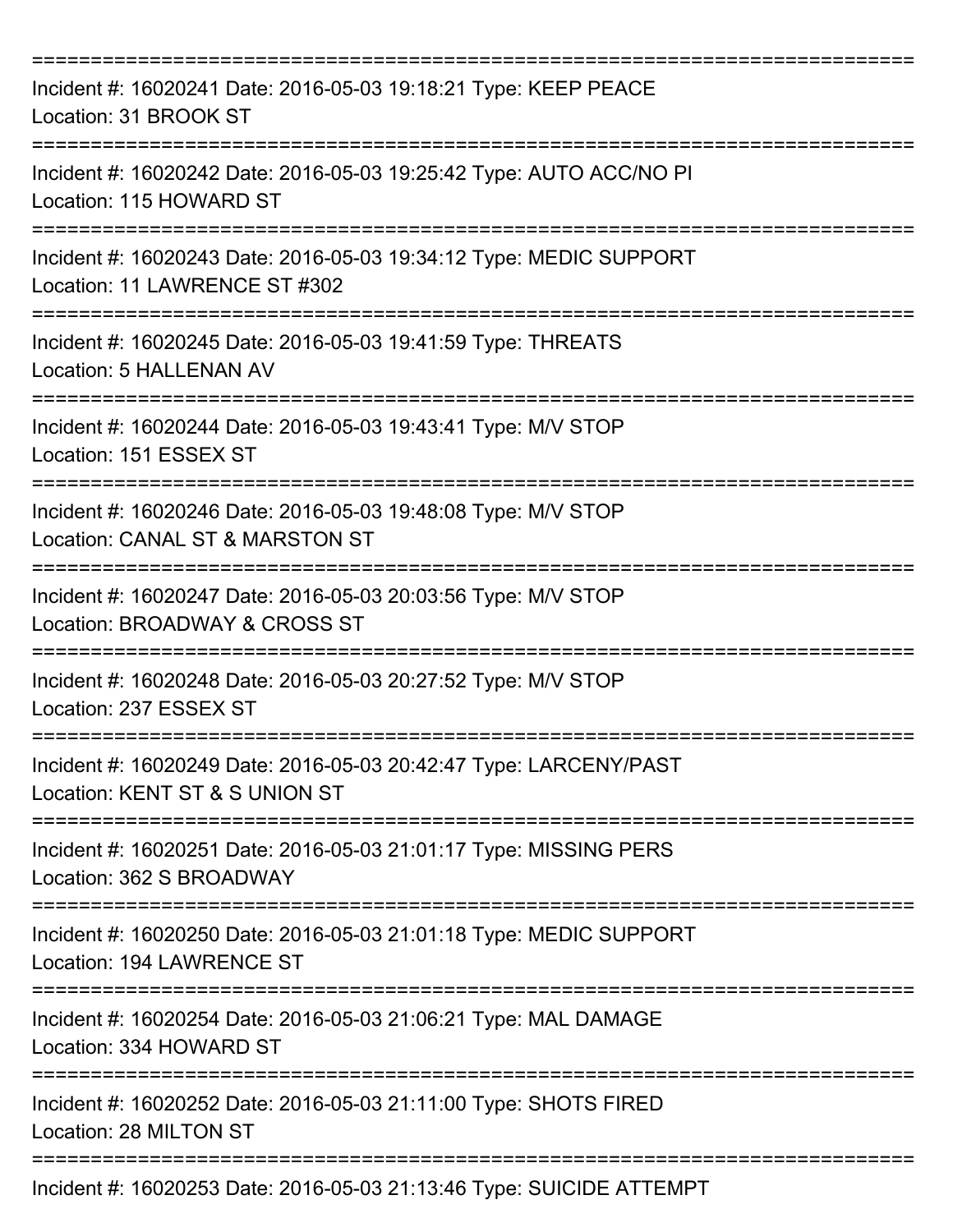===========================================================================

Incident #: 16020241 Date: 2016-05-03 19:18:21 Type: KEEP PEACE
Location: 31 BROOK ST

===========================================================================

Incident #: 16020242 Date: 2016-05-03 19:25:42 Type: AUTO ACC/NO PI
Location: 115 HOWARD ST

===========================================================================

Incident #: 16020243 Date: 2016-05-03 19:34:12 Type: MEDIC SUPPORT
Location: 11 LAWRENCE ST #302

===========================================================================

Incident #: 16020245 Date: 2016-05-03 19:41:59 Type: THREATS
Location: 5 HALLENAN AV

===========================================================================

Incident #: 16020244 Date: 2016-05-03 19:43:41 Type: M/V STOP
Location: 151 ESSEX ST

===========================================================================

Incident #: 16020246 Date: 2016-05-03 19:48:08 Type: M/V STOP
Location: CANAL ST & MARSTON ST

===========================================================================

Incident #: 16020247 Date: 2016-05-03 20:03:56 Type: M/V STOP
Location: BROADWAY & CROSS ST

===========================================================================

Incident #: 16020248 Date: 2016-05-03 20:27:52 Type: M/V STOP
Location: 237 ESSEX ST

===========================================================================

Incident #: 16020249 Date: 2016-05-03 20:42:47 Type: LARCENY/PAST
Location: KENT ST & S UNION ST

===========================================================================

Incident #: 16020251 Date: 2016-05-03 21:01:17 Type: MISSING PERS
Location: 362 S BROADWAY

===========================================================================

Incident #: 16020250 Date: 2016-05-03 21:01:18 Type: MEDIC SUPPORT
Location: 194 LAWRENCE ST

===========================================================================

Incident #: 16020254 Date: 2016-05-03 21:06:21 Type: MAL DAMAGE
Location: 334 HOWARD ST

===========================================================================

Incident #: 16020252 Date: 2016-05-03 21:11:00 Type: SHOTS FIRED
Location: 28 MILTON ST

===========================================================================

Incident #: 16020253 Date: 2016-05-03 21:13:46 Type: SUICIDE ATTEMPT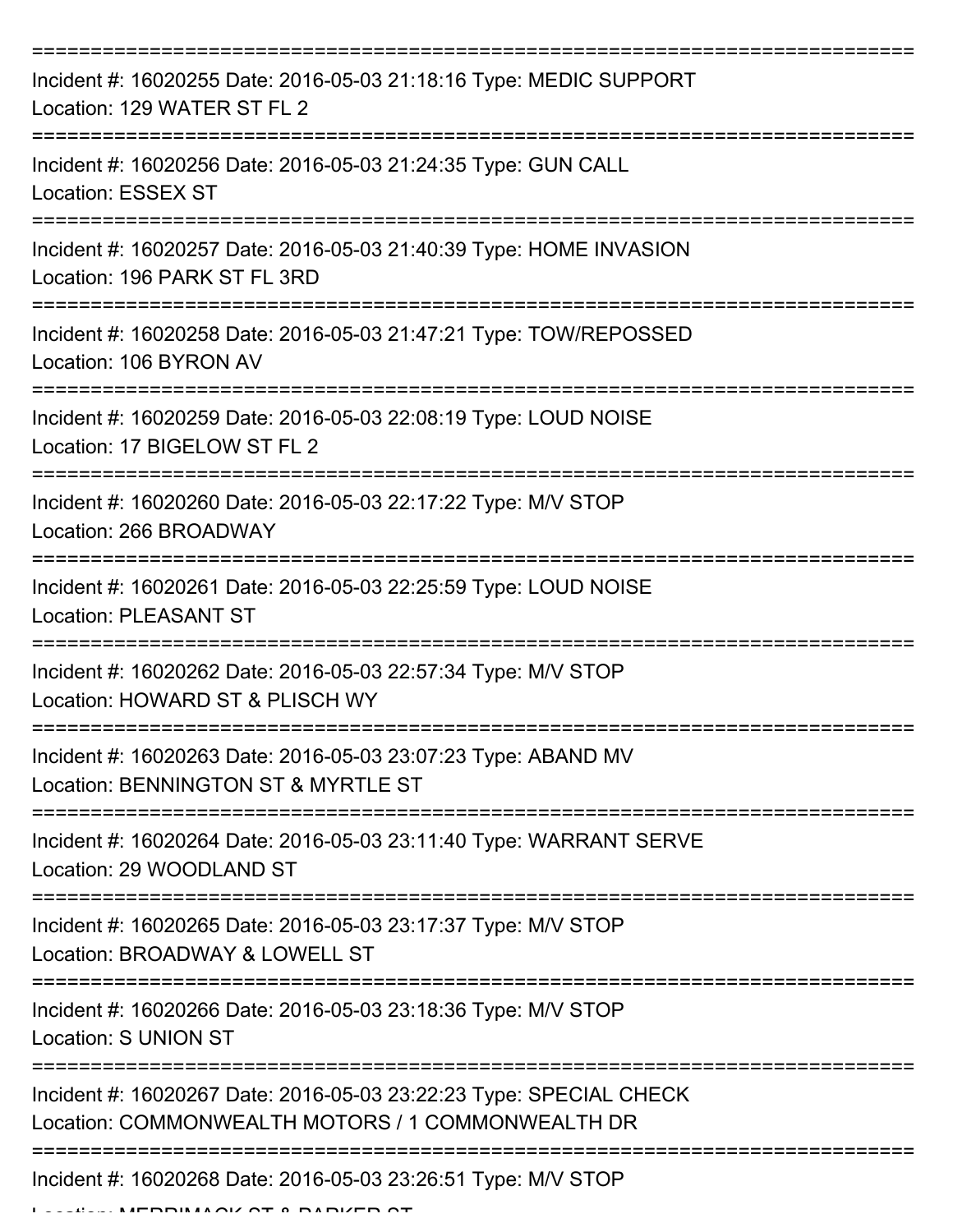===========================================================================

Incident #: 16020255 Date: 2016-05-03 21:18:16 Type: MEDIC SUPPORT
Location: 129 WATER ST FL 2

===========================================================================

Incident #: 16020256 Date: 2016-05-03 21:24:35 Type: GUN CALL
Location: ESSEX ST

===========================================================================

Incident #: 16020257 Date: 2016-05-03 21:40:39 Type: HOME INVASION
Location: 196 PARK ST FL 3RD

===========================================================================

Incident #: 16020258 Date: 2016-05-03 21:47:21 Type: TOW/REPOSSED
Location: 106 BYRON AV

===========================================================================

Incident #: 16020259 Date: 2016-05-03 22:08:19 Type: LOUD NOISE
Location: 17 BIGELOW ST FL 2

===========================================================================

Incident #: 16020260 Date: 2016-05-03 22:17:22 Type: M/V STOP
Location: 266 BROADWAY

===========================================================================

Incident #: 16020261 Date: 2016-05-03 22:25:59 Type: LOUD NOISE
Location: PLEASANT ST

===========================================================================

Incident #: 16020262 Date: 2016-05-03 22:57:34 Type: M/V STOP
Location: HOWARD ST & PLISCH WY

===========================================================================

Incident #: 16020263 Date: 2016-05-03 23:07:23 Type: ABAND MV
Location: BENNINGTON ST & MYRTLE ST

===========================================================================

Incident #: 16020264 Date: 2016-05-03 23:11:40 Type: WARRANT SERVE
Location: 29 WOODLAND ST

===========================================================================

Incident #: 16020265 Date: 2016-05-03 23:17:37 Type: M/V STOP
Location: BROADWAY & LOWELL ST

===========================================================================

Incident #: 16020266 Date: 2016-05-03 23:18:36 Type: M/V STOP
Location: S UNION ST

===========================================================================

Incident #: 16020267 Date: 2016-05-03 23:22:23 Type: SPECIAL CHECK
Location: COMMONWEALTH MOTORS / 1 COMMONWEALTH DR

===========================================================================

Incident #: 16020268 Date: 2016-05-03 23:26:51 Type: M/V STOP
Location: MERRIMACK ST & PARKER ST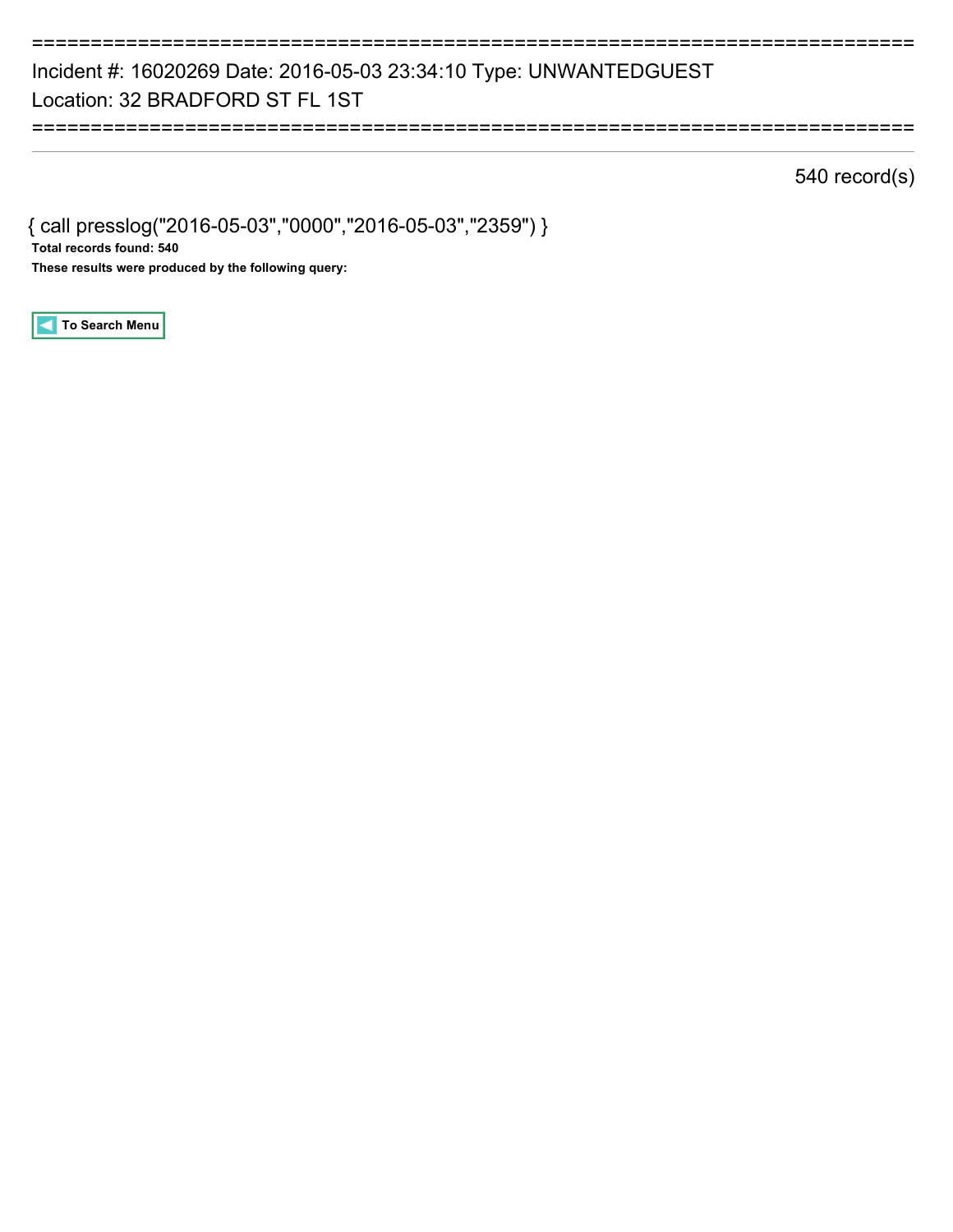===========================================================================
Incident #: 16020269 Date: 2016-05-03 23:34:10 Type: UNWANTEDGUEST
Location: 32 BRADFORD ST FL 1ST
===========================================================================

---

540 record(s)

{ call presslog("2016-05-03","0000","2016-05-03","2359") }

**Total records found: 540**

**These results were produced by the following query:**

**To Search Menu**